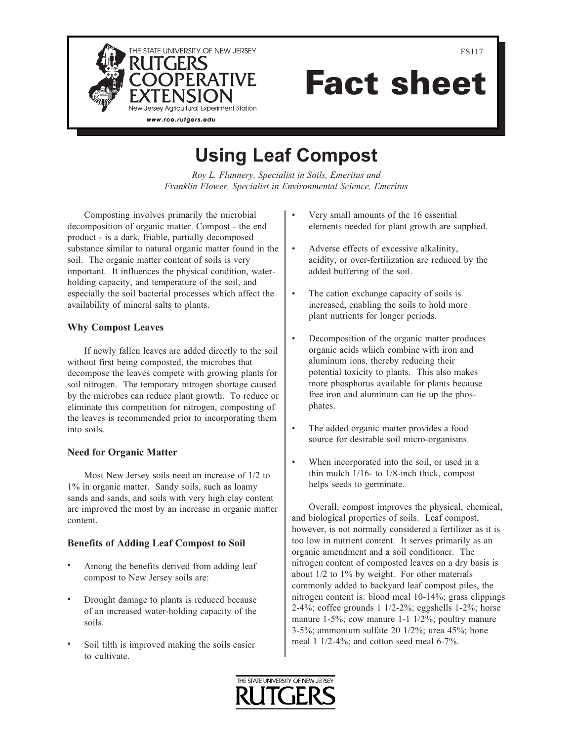THE STATE UNIVERSITY OF NEW JERSEY
RUTGERS COOPERATIVE EXTENSION
New Jersey Agricultural Experiment Station
www.rce.rutgers.edu

FS117

# Fact sheet

## Using Leaf Compost

*Roy L. Flannery, Specialist in Soils, Emeritus and*
*Franklin Flower, Specialist in Environmental Science, Emeritus*

Composting involves primarily the microbial decomposition of organic matter. Compost - the end product - is a dark, friable, partially decomposed substance similar to natural organic matter found in the soil. The organic matter content of soils is very important. It influences the physical condition, water-holding capacity, and temperature of the soil, and especially the soil bacterial processes which affect the availability of mineral salts to plants.

### Why Compost Leaves

If newly fallen leaves are added directly to the soil without first being composted, the microbes that decompose the leaves compete with growing plants for soil nitrogen. The temporary nitrogen shortage caused by the microbes can reduce plant growth. To reduce or eliminate this competition for nitrogen, composting of the leaves is recommended prior to incorporating them into soils.

### Need for Organic Matter

Most New Jersey soils need an increase of 1/2 to 1% in organic matter. Sandy soils, such as loamy sands and sands, and soils with very high clay content are improved the most by an increase in organic matter content.

### Benefits of Adding Leaf Compost to Soil

- Among the benefits derived from adding leaf compost to New Jersey soils are:
- Drought damage to plants is reduced because of an increased water-holding capacity of the soils.
- Soil tilth is improved making the soils easier to cultivate.
- Very small amounts of the 16 essential elements needed for plant growth are supplied.
- Adverse effects of excessive alkalinity, acidity, or over-fertilization are reduced by the added buffering of the soil.
- The cation exchange capacity of soils is increased, enabling the soils to hold more plant nutrients for longer periods.
- Decomposition of the organic matter produces organic acids which combine with iron and aluminum ions, thereby reducing their potential toxicity to plants. This also makes more phosphorus available for plants because free iron and aluminum can tie up the phosphates.
- The added organic matter provides a food source for desirable soil micro-organisms.
- When incorporated into the soil, or used in a thin mulch 1/16- to 1/8-inch thick, compost helps seeds to germinate.

Overall, compost improves the physical, chemical, and biological properties of soils. Leaf compost, however, is not normally considered a fertilizer as it is too low in nutrient content. It serves primarily as an organic amendment and a soil conditioner. The nitrogen content of composted leaves on a dry basis is about 1/2 to 1% by weight. For other materials commonly added to backyard leaf compost piles, the nitrogen content is: blood meal 10-14%; grass clippings 2-4%; coffee grounds 1 1/2-2%; eggshells 1-2%; horse manure 1-5%; cow manure 1-1 1/2%; poultry manure 3-5%; ammonium sulfate 20 1/2%; urea 45%; bone meal 1 1/2-4%; and cotton seed meal 6-7%.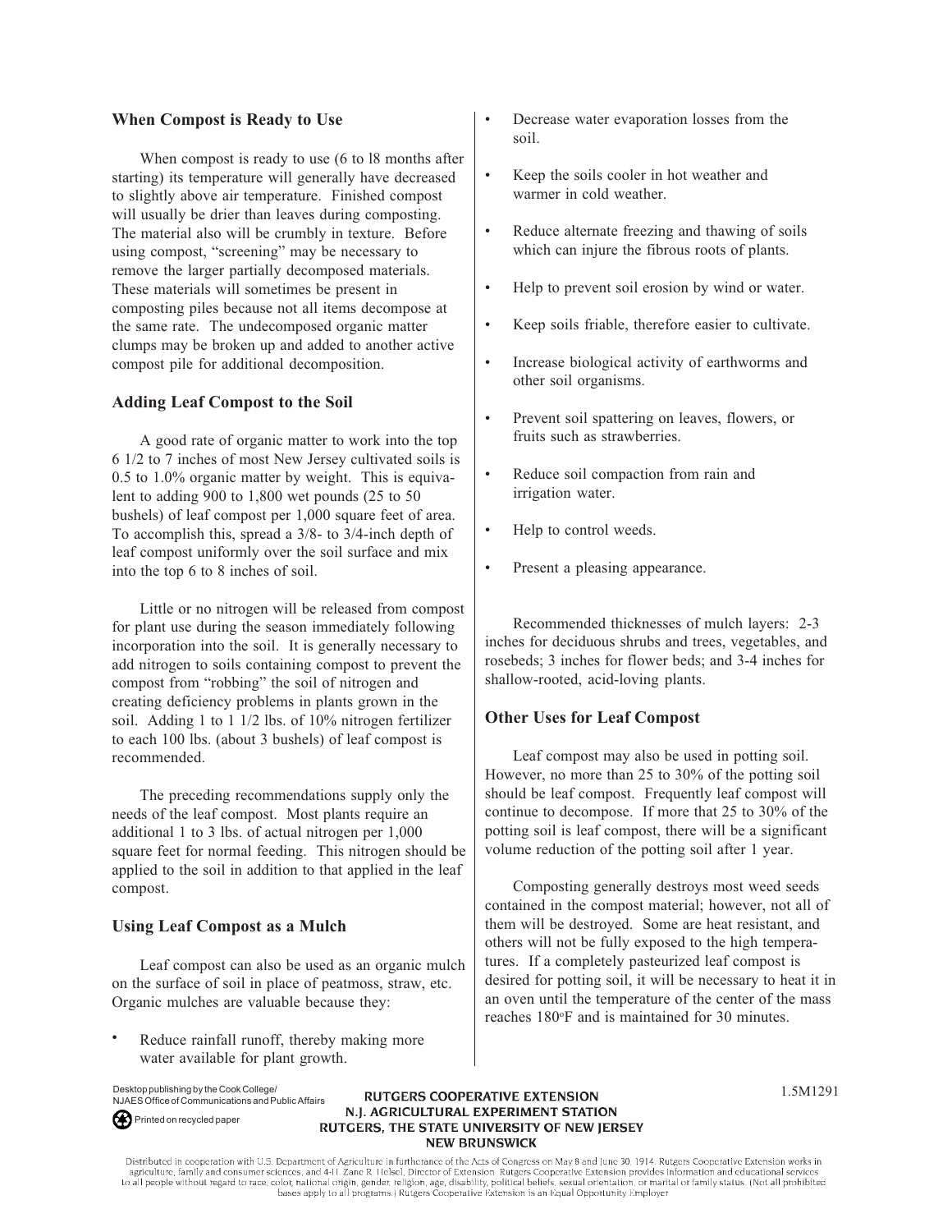## When Compost is Ready to Use

When compost is ready to use (6 to l8 months after starting) its temperature will generally have decreased to slightly above air temperature. Finished compost will usually be drier than leaves during composting. The material also will be crumbly in texture. Before using compost, "screening" may be necessary to remove the larger partially decomposed materials. These materials will sometimes be present in composting piles because not all items decompose at the same rate. The undecomposed organic matter clumps may be broken up and added to another active compost pile for additional decomposition.

## Adding Leaf Compost to the Soil

A good rate of organic matter to work into the top 6 1/2 to 7 inches of most New Jersey cultivated soils is 0.5 to 1.0% organic matter by weight. This is equivalent to adding 900 to 1,800 wet pounds (25 to 50 bushels) of leaf compost per 1,000 square feet of area. To accomplish this, spread a 3/8- to 3/4-inch depth of leaf compost uniformly over the soil surface and mix into the top 6 to 8 inches of soil.

Little or no nitrogen will be released from compost for plant use during the season immediately following incorporation into the soil. It is generally necessary to add nitrogen to soils containing compost to prevent the compost from "robbing" the soil of nitrogen and creating deficiency problems in plants grown in the soil. Adding 1 to 1 1/2 lbs. of 10% nitrogen fertilizer to each 100 lbs. (about 3 bushels) of leaf compost is recommended.

The preceding recommendations supply only the needs of the leaf compost. Most plants require an additional 1 to 3 lbs. of actual nitrogen per 1,000 square feet for normal feeding. This nitrogen should be applied to the soil in addition to that applied in the leaf compost.

## Using Leaf Compost as a Mulch

Leaf compost can also be used as an organic mulch on the surface of soil in place of peatmoss, straw, etc. Organic mulches are valuable because they:

- Reduce rainfall runoff, thereby making more water available for plant growth.
- Decrease water evaporation losses from the soil.
- Keep the soils cooler in hot weather and warmer in cold weather.
- Reduce alternate freezing and thawing of soils which can injure the fibrous roots of plants.
- Help to prevent soil erosion by wind or water.
- Keep soils friable, therefore easier to cultivate.
- Increase biological activity of earthworms and other soil organisms.
- Prevent soil spattering on leaves, flowers, or fruits such as strawberries.
- Reduce soil compaction from rain and irrigation water.
- Help to control weeds.
- Present a pleasing appearance.

Recommended thicknesses of mulch layers: 2-3 inches for deciduous shrubs and trees, vegetables, and rosebeds; 3 inches for flower beds; and 3-4 inches for shallow-rooted, acid-loving plants.

## Other Uses for Leaf Compost

Leaf compost may also be used in potting soil. However, no more than 25 to 30% of the potting soil should be leaf compost. Frequently leaf compost will continue to decompose. If more that 25 to 30% of the potting soil is leaf compost, there will be a significant volume reduction of the potting soil after 1 year.

Composting generally destroys most weed seeds contained in the compost material; however, not all of them will be destroyed. Some are heat resistant, and others will not be fully exposed to the high temperatures. If a completely pasteurized leaf compost is desired for potting soil, it will be necessary to heat it in an oven until the temperature of the center of the mass reaches 180°F and is maintained for 30 minutes.

Desktop publishing by the Cook College/NJAES Office of Communications and Public Affairs

Printed on recycled paper

1.5M1291

**RUTGERS COOPERATIVE EXTENSION**
**N.J. AGRICULTURAL EXPERIMENT STATION**
**RUTGERS, THE STATE UNIVERSITY OF NEW JERSEY**
**NEW BRUNSWICK**

Distributed in cooperation with U.S. Department of Agriculture in furtherance of the Acts of Congress on May 8 and June 30, 1914. Rutgers Cooperative Extension works in agriculture, family and consumer sciences, and 4-H. Zane R. Helsel, Director of Extension. Rutgers Cooperative Extension provides information and educational services to all people without regard to race, color, national origin, gender, religion, age, disability, political beliefs, sexual orientation, or marital or family status. (Not all prohibited bases apply to all programs.) Rutgers Cooperative Extension is an Equal Opportunity Employer